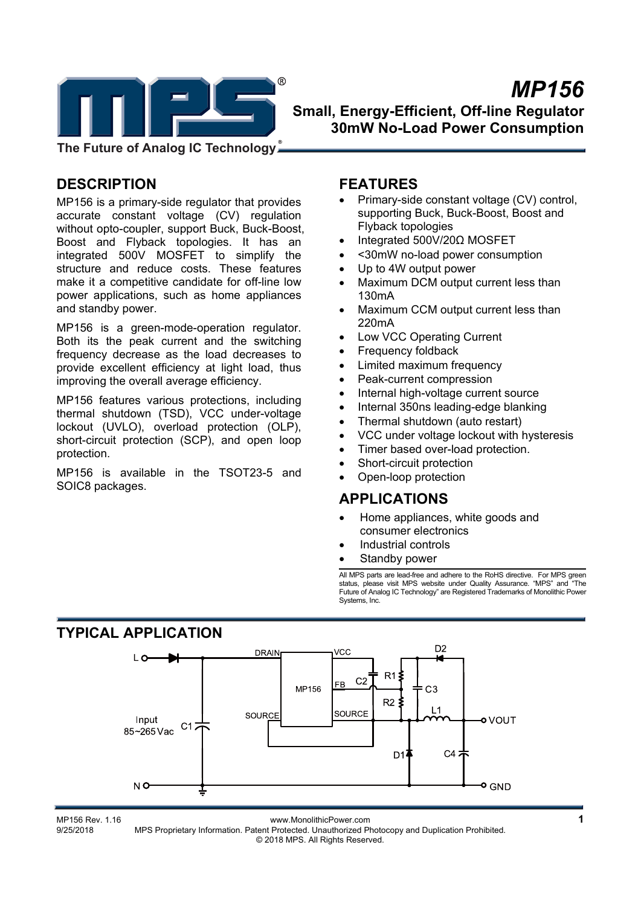# MP156

**Small, Energy-Efficient, Off-line Regulator**
**30mW No-Load Power Consumption**

## DESCRIPTION

MP156 is a primary-side regulator that provides accurate constant voltage (CV) regulation without opto-coupler, support Buck, Buck-Boost, Boost and Flyback topologies. It has an integrated 500V MOSFET to simplify the structure and reduce costs. These features make it a competitive candidate for off-line low power applications, such as home appliances and standby power.

MP156 is a green-mode-operation regulator. Both its the peak current and the switching frequency decrease as the load decreases to provide excellent efficiency at light load, thus improving the overall average efficiency.

MP156 features various protections, including thermal shutdown (TSD), VCC under-voltage lockout (UVLO), overload protection (OLP), short-circuit protection (SCP), and open loop protection.

MP156 is available in the TSOT23-5 and SOIC8 packages.

## FEATURES

- Primary-side constant voltage (CV) control, supporting Buck, Buck-Boost, Boost and Flyback topologies
- Integrated 500V/20Ω MOSFET
- <30mW no-load power consumption
- Up to 4W output power
- Maximum DCM output current less than 130mA
- Maximum CCM output current less than 220mA
- Low VCC Operating Current
- Frequency foldback
- Limited maximum frequency
- Peak-current compression
- Internal high-voltage current source
- Internal 350ns leading-edge blanking
- Thermal shutdown (auto restart)
- VCC under voltage lockout with hysteresis
- Timer based over-load protection.
- Short-circuit protection
- Open-loop protection

## APPLICATIONS

- Home appliances, white goods and consumer electronics
- Industrial controls
- Standby power

All MPS parts are lead-free and adhere to the RoHS directive. For MPS green status, please visit MPS website under Quality Assurance. "MPS" and "The Future of Analog IC Technology" are Registered Trademarks of Monolithic Power Systems, Inc.

## TYPICAL APPLICATION

L, N, Input 85~265Vac, C1, DRAIN, VCC, MP156, FB, C2, R1, R2, C3, D2, SOURCE, SOURCE, L1, VOUT, D1, C4, GND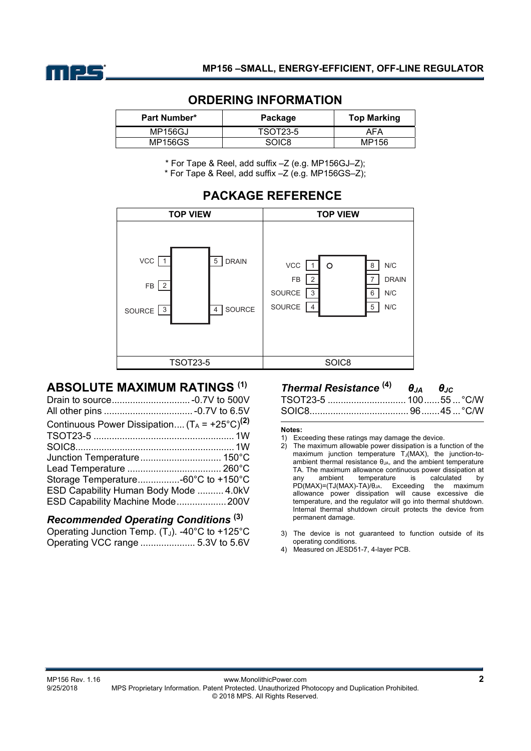## ORDERING INFORMATION

| Part Number* | Package | Top Marking |
|---|---|---|
| MP156GJ | TSOT23-5 | AFA |
| MP156GS | SOIC8 | MP156 |

\* For Tape & Reel, add suffix –Z (e.g. MP156GJ–Z);
\* For Tape & Reel, add suffix –Z (e.g. MP156GS–Z);

## PACKAGE REFERENCE

| TOP VIEW | TOP VIEW |
|---|---|
| VCC 1, FB 2, SOURCE 3, SOURCE 4, DRAIN 5 | VCC 1, FB 2, SOURCE 3, SOURCE 4, N/C 5, N/C 6, DRAIN 7, N/C 8 |
| TSOT23-5 | SOIC8 |

## ABSOLUTE MAXIMUM RATINGS [1]

Drain to source .............................. -0.7V to 500V
All other pins .................................. -0.7V to 6.5V
Continuous Power Dissipation.... ($T_A$ = +25°C)[2]
TSOT23-5 ..................................................... 1W
SOIC8............................................................ 1W
Junction Temperature ............................... 150°C
Lead Temperature .................................... 260°C
Storage Temperature................-60°C to +150°C
ESD Capability Human Body Mode .......... 4.0kV
ESD Capability Machine Mode................... 200V

### *Recommended Operating Conditions* [3]

Operating Junction Temp. ($T_J$). -40°C to +125°C
Operating VCC range ..................... 5.3V to 5.6V

### *Thermal Resistance* [4]

| | $\theta_{JA}$ | $\theta_{JC}$ | |
|---|---|---|---|
| TSOT23-5 | 100 | 55 | °C/W |
| SOIC8 | 96 | 45 | °C/W |

**Notes:**

1) Exceeding these ratings may damage the device.
2) The maximum allowable power dissipation is a function of the maximum junction temperature $T_J$(MAX), the junction-to-ambient thermal resistance $\theta_{JA}$, and the ambient temperature TA. The maximum allowance continuous power dissipation at any ambient temperature is calculated by PD(MAX)=(TJ(MAX)-TA)/$\theta_{JA}$. Exceeding the maximum allowance power dissipation will cause excessive die temperature, and the regulator will go into thermal shutdown. Internal thermal shutdown circuit protects the device from permanent damage.
3) The device is not guaranteed to function outside of its operating conditions.
4) Measured on JESD51-7, 4-layer PCB.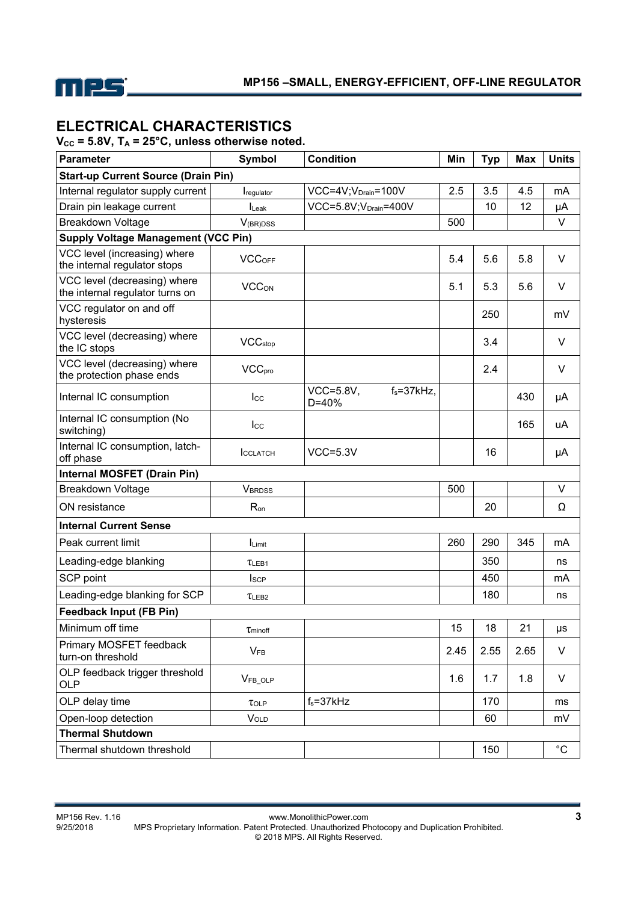## ELECTRICAL CHARACTERISTICS

**$V_{CC}$ = 5.8V, $T_A$ = 25°C, unless otherwise noted.**

| Parameter | Symbol | Condition | Min | Typ | Max | Units |
|---|---|---|---|---|---|---|
| **Start-up Current Source (Drain Pin)** | | | | | | |
| Internal regulator supply current | $I_{regulator}$ | VCC=4V;$V_{Drain}$=100V | 2.5 | 3.5 | 4.5 | mA |
| Drain pin leakage current | $I_{Leak}$ | VCC=5.8V;$V_{Drain}$=400V | | 10 | 12 | μA |
| Breakdown Voltage | $V_{(BR)DSS}$ | | 500 | | | V |
| **Supply Voltage Management (VCC Pin)** | | | | | | |
| VCC level (increasing) where the internal regulator stops | $VCC_{OFF}$ | | 5.4 | 5.6 | 5.8 | V |
| VCC level (decreasing) where the internal regulator turns on | $VCC_{ON}$ | | 5.1 | 5.3 | 5.6 | V |
| VCC regulator on and off hysteresis | | | | 250 | | mV |
| VCC level (decreasing) where the IC stops | $VCC_{stop}$ | | | 3.4 | | V |
| VCC level (decreasing) where the protection phase ends | $VCC_{pro}$ | | | 2.4 | | V |
| Internal IC consumption | $I_{CC}$ | VCC=5.8V, $f_s$=37kHz, D=40% | | | 430 | μA |
| Internal IC consumption (No switching) | $I_{CC}$ | | | | 165 | uA |
| Internal IC consumption, latch-off phase | $I_{CCLATCH}$ | VCC=5.3V | | 16 | | μA |
| **Internal MOSFET (Drain Pin)** | | | | | | |
| Breakdown Voltage | $V_{BRDSS}$ | | 500 | | | V |
| ON resistance | $R_{on}$ | | | 20 | | Ω |
| **Internal Current Sense** | | | | | | |
| Peak current limit | $I_{Limit}$ | | 260 | 290 | 345 | mA |
| Leading-edge blanking | $\tau_{LEB1}$ | | | 350 | | ns |
| SCP point | $I_{SCP}$ | | | 450 | | mA |
| Leading-edge blanking for SCP | $\tau_{LEB2}$ | | | 180 | | ns |
| **Feedback Input (FB Pin)** | | | | | | |
| Minimum off time | $\tau_{minoff}$ | | 15 | 18 | 21 | μs |
| Primary MOSFET feedback turn-on threshold | $V_{FB}$ | | 2.45 | 2.55 | 2.65 | V |
| OLP feedback trigger threshold OLP | $V_{FB\_OLP}$ | | 1.6 | 1.7 | 1.8 | V |
| OLP delay time | $\tau_{OLP}$ | $f_s$=37kHz | | 170 | | ms |
| Open-loop detection | $V_{OLD}$ | | | 60 | | mV |
| **Thermal Shutdown** | | | | | | |
| Thermal shutdown threshold | | | | 150 | | °C |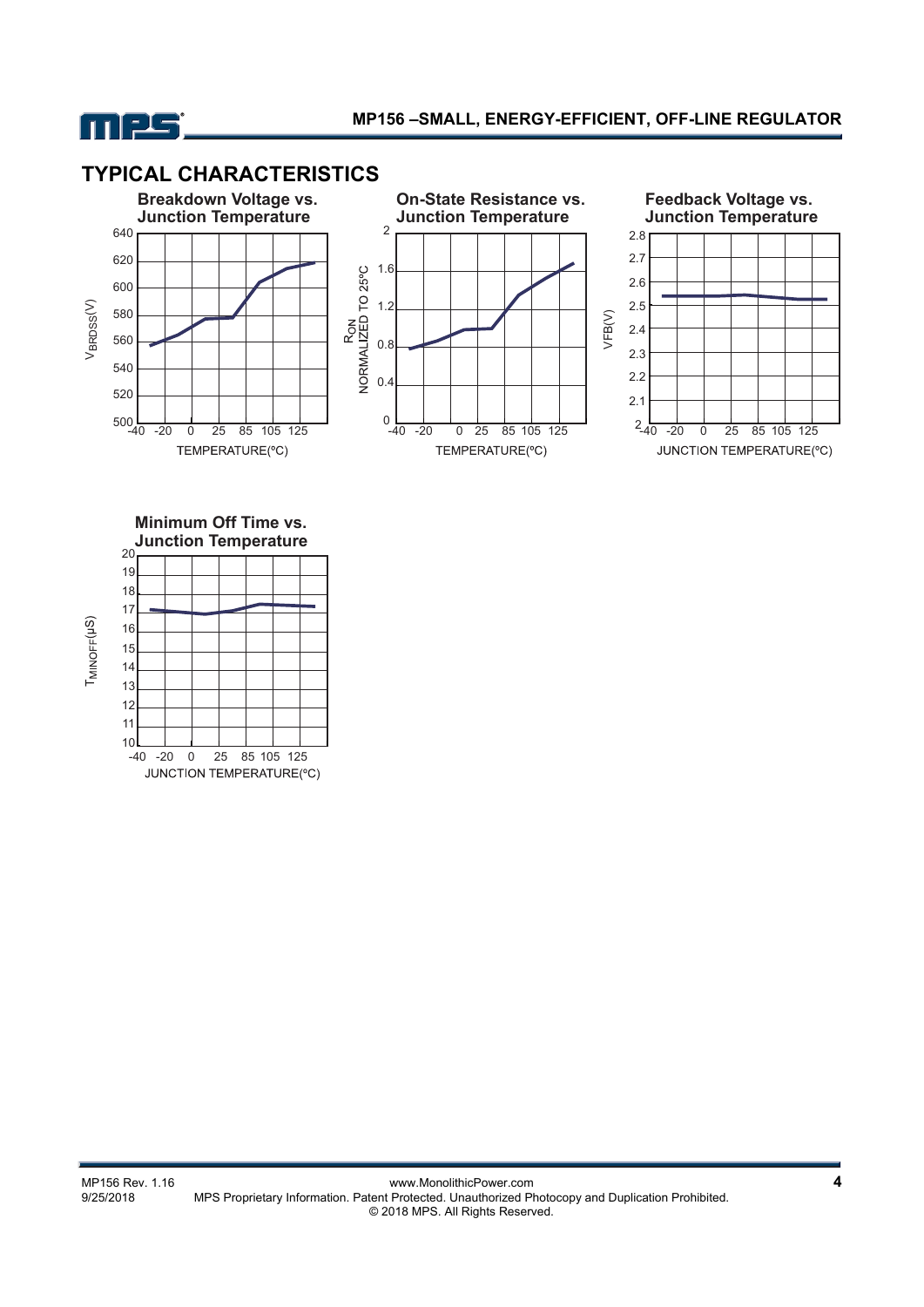## TYPICAL CHARACTERISTICS

**Breakdown Voltage vs. Junction Temperature**

**On-State Resistance vs. Junction Temperature**

**Feedback Voltage vs. Junction Temperature**

**Minimum Off Time vs. Junction Temperature**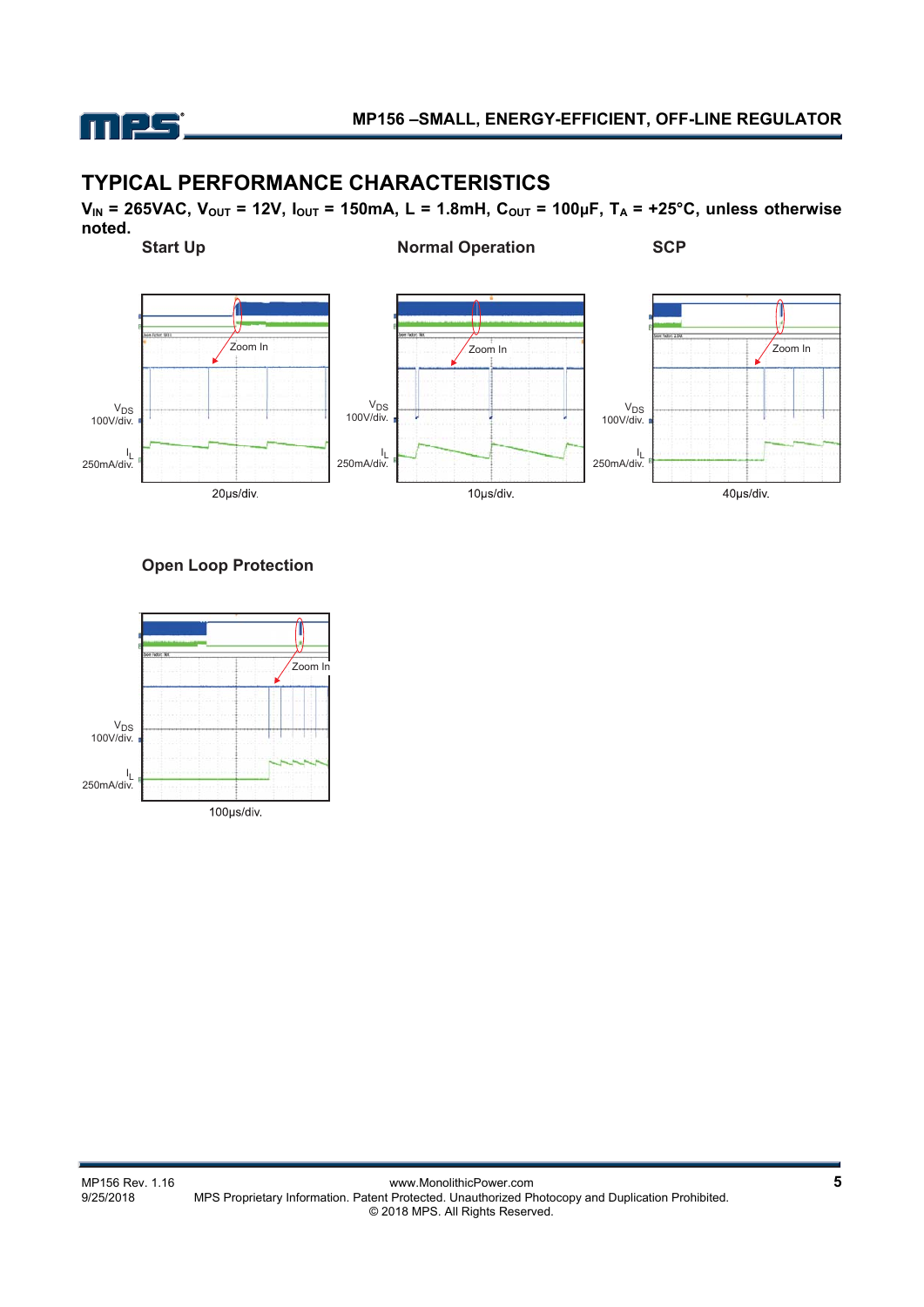## TYPICAL PERFORMANCE CHARACTERISTICS

**$V_{IN}$ = 265VAC, $V_{OUT}$ = 12V, $I_{OUT}$ = 150mA, L = 1.8mH, $C_{OUT}$ = 100μF, $T_A$ = +25°C, unless otherwise noted.**

**Start Up**

Zoom In

$V_{DS}$ 100V/div.

$I_L$ 250mA/div.

20μs/div.

**Normal Operation**

Zoom In

$V_{DS}$ 100V/div.

$I_L$ 250mA/div.

10μs/div.

**SCP**

Zoom In

$V_{DS}$ 100V/div.

$I_L$ 250mA/div.

40μs/div.

**Open Loop Protection**

Zoom In

$V_{DS}$ 100V/div.

$I_L$ 250mA/div.

100μs/div.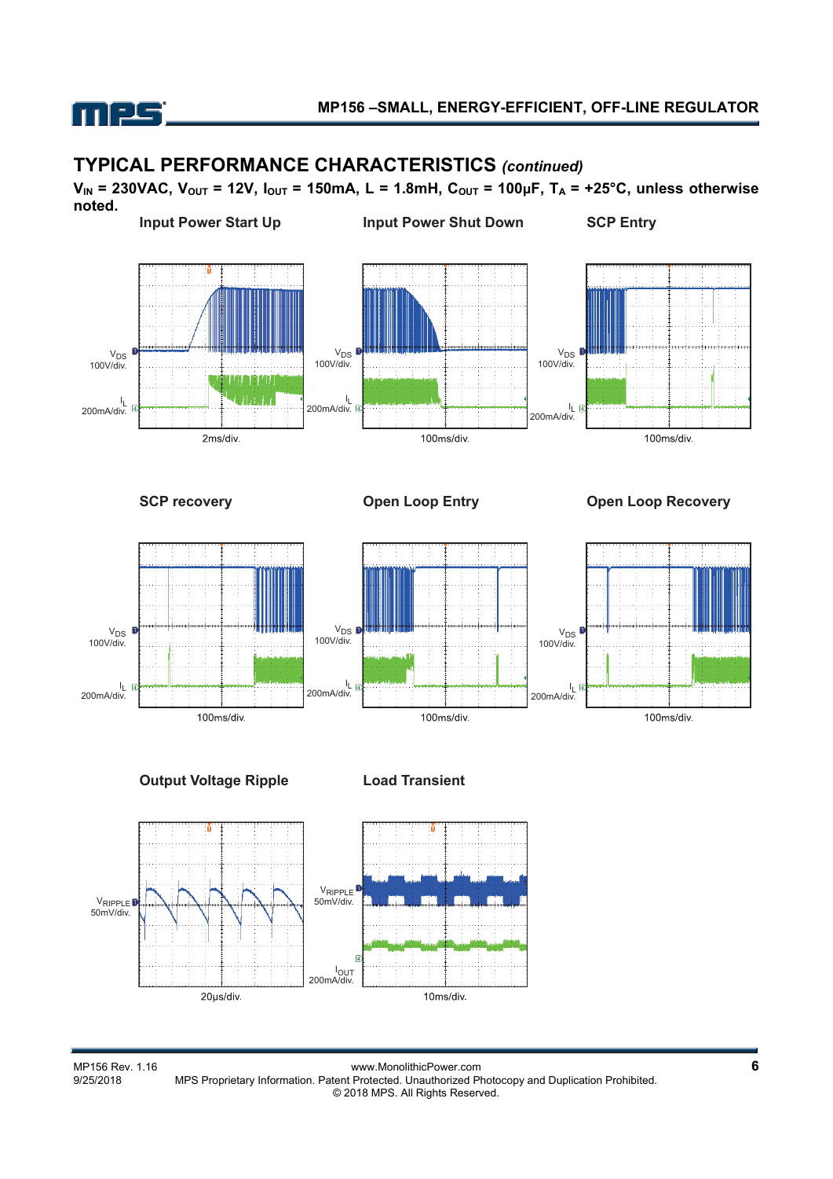## TYPICAL PERFORMANCE CHARACTERISTICS *(continued)*

**$V_{IN}$ = 230VAC, $V_{OUT}$ = 12V, $I_{OUT}$ = 150mA, L = 1.8mH, $C_{OUT}$ = 100µF, $T_A$ = +25°C, unless otherwise noted.**

**Input Power Start Up**

$V_{DS}$ 100V/div.
$I_L$ 200mA/div.
2ms/div.

**Input Power Shut Down**

$V_{DS}$ 100V/div.
$I_L$ 200mA/div.
100ms/div.

**SCP Entry**

$V_{DS}$ 100V/div.
$I_L$ 200mA/div.
100ms/div.

**SCP recovery**

$V_{DS}$ 100V/div.
$I_L$ 200mA/div.
100ms/div.

**Open Loop Entry**

$V_{DS}$ 100V/div.
$I_L$ 200mA/div.
100ms/div.

**Open Loop Recovery**

$V_{DS}$ 100V/div.
$I_L$ 200mA/div.
100ms/div.

**Output Voltage Ripple**

$V_{RIPPLE}$ 50mV/div.
20µs/div.

**Load Transient**

$V_{RIPPLE}$ 50mV/div.
$I_{OUT}$ 200mA/div.
10ms/div.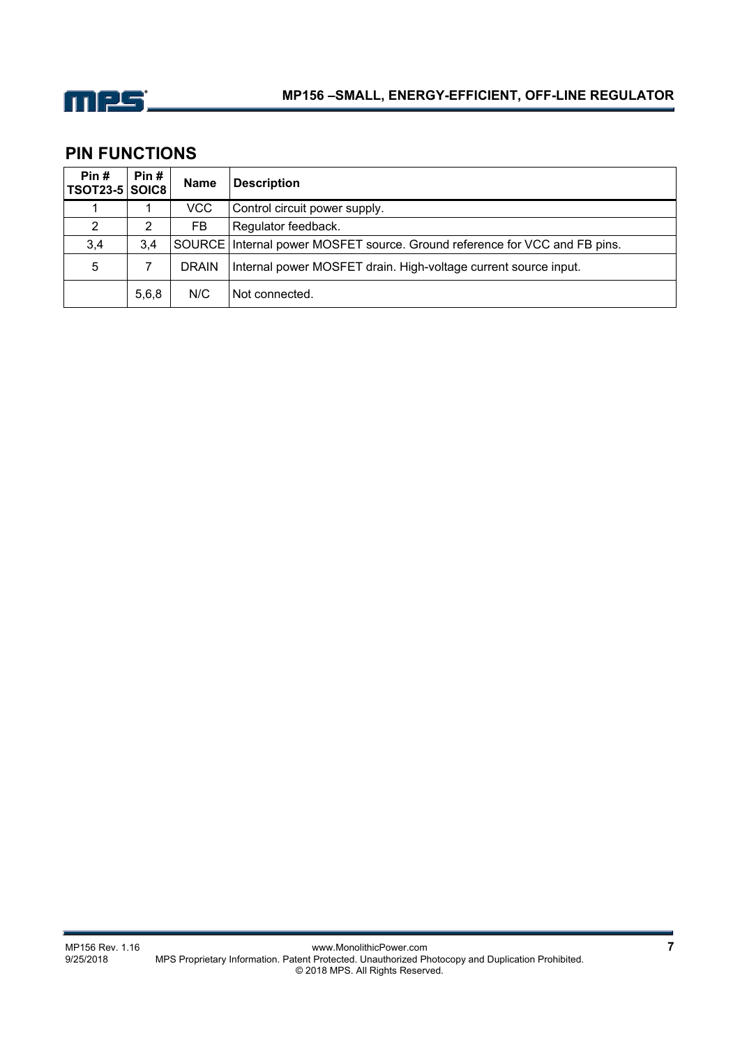## PIN FUNCTIONS

| Pin # TSOT23-5 | Pin # SOIC8 | Name | Description |
|---|---|---|---|
| 1 | 1 | VCC | Control circuit power supply. |
| 2 | 2 | FB | Regulator feedback. |
| 3,4 | 3,4 | SOURCE | Internal power MOSFET source. Ground reference for VCC and FB pins. |
| 5 | 7 | DRAIN | Internal power MOSFET drain. High-voltage current source input. |
| | 5,6,8 | N/C | Not connected. |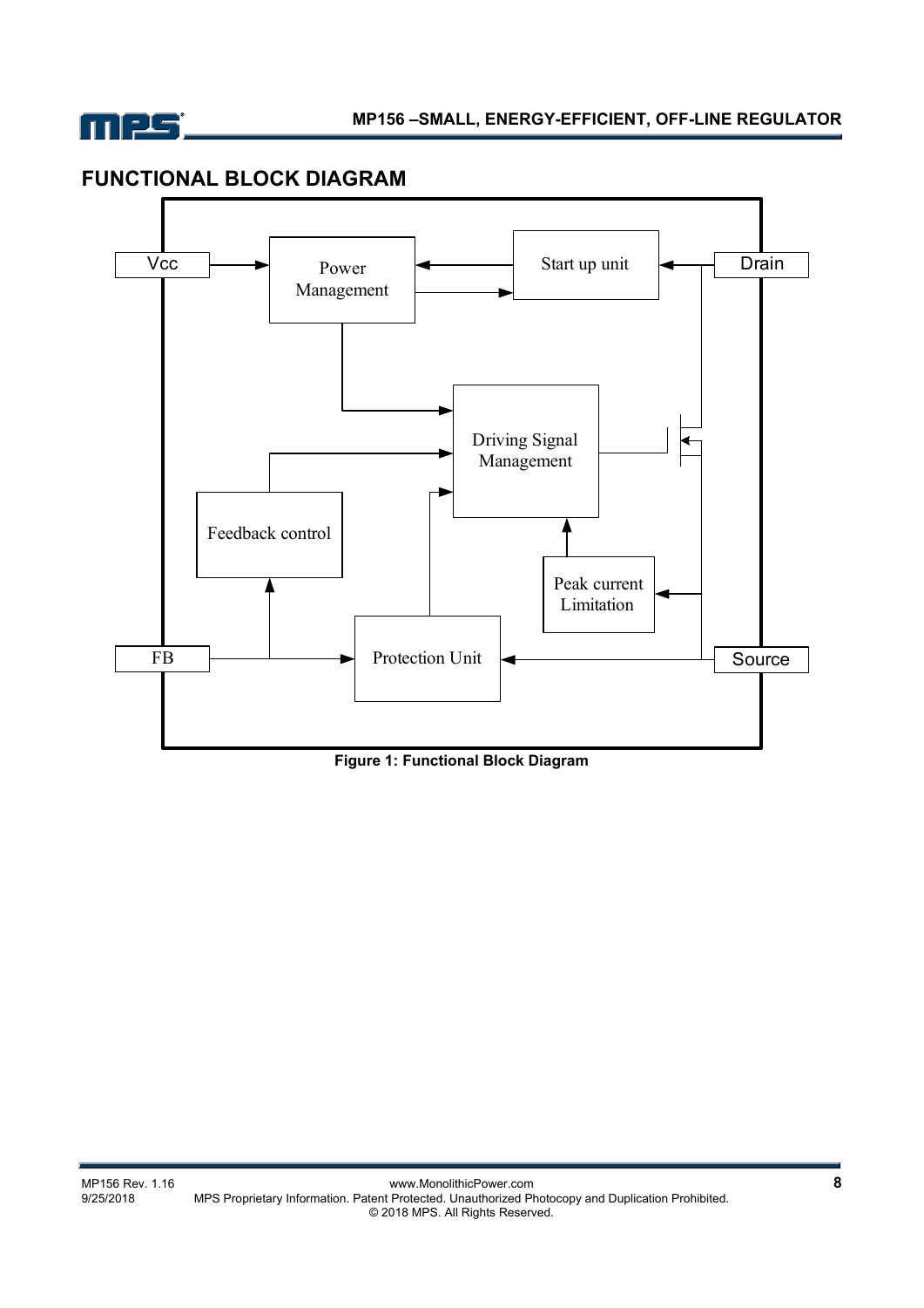## FUNCTIONAL BLOCK DIAGRAM

**Figure 1: Functional Block Diagram**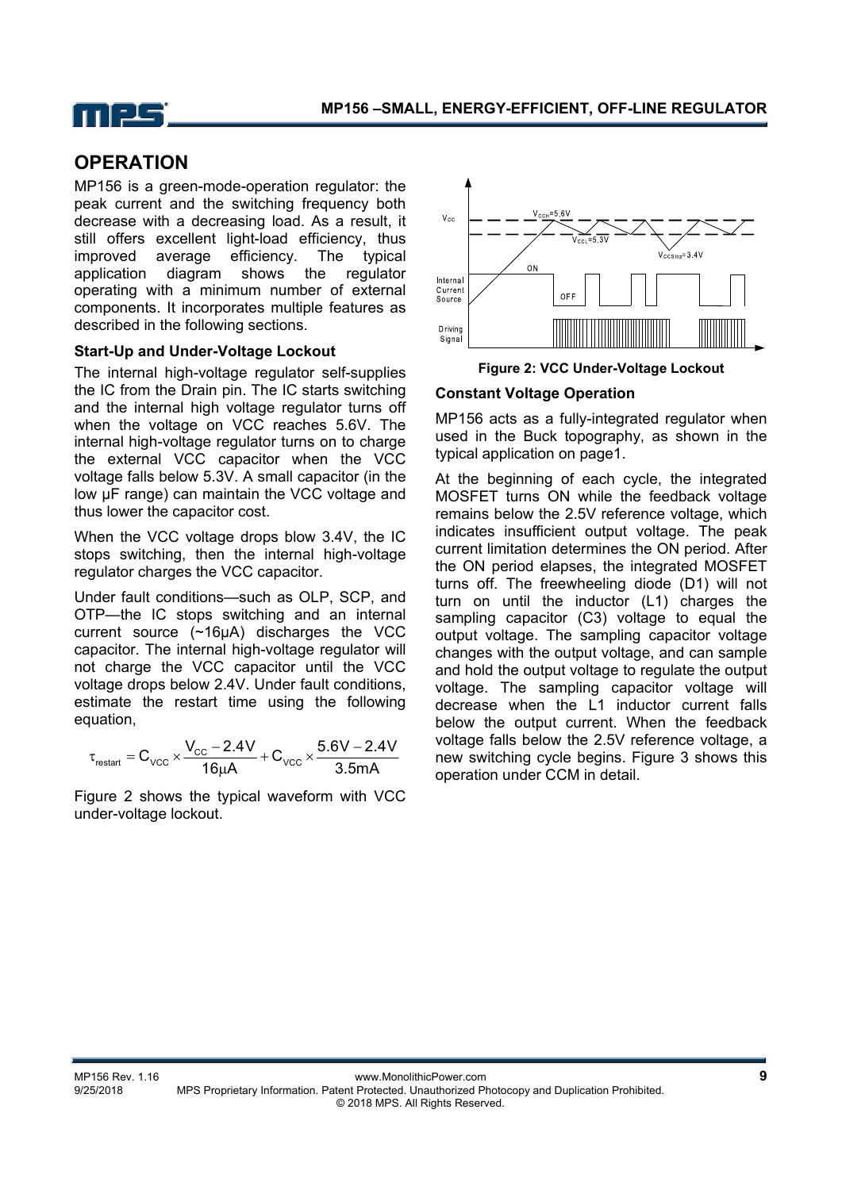# OPERATION

MP156 is a green-mode-operation regulator: the peak current and the switching frequency both decrease with a decreasing load. As a result, it still offers excellent light-load efficiency, thus improved average efficiency. The typical application diagram shows the regulator operating with a minimum number of external components. It incorporates multiple features as described in the following sections.

### Start-Up and Under-Voltage Lockout

The internal high-voltage regulator self-supplies the IC from the Drain pin. The IC starts switching and the internal high voltage regulator turns off when the voltage on VCC reaches 5.6V. The internal high-voltage regulator turns on to charge the external VCC capacitor when the VCC voltage falls below 5.3V. A small capacitor (in the low µF range) can maintain the VCC voltage and thus lower the capacitor cost.

When the VCC voltage drops blow 3.4V, the IC stops switching, then the internal high-voltage regulator charges the VCC capacitor.

Under fault conditions—such as OLP, SCP, and OTP—the IC stops switching and an internal current source (~16µA) discharges the VCC capacitor. The internal high-voltage regulator will not charge the VCC capacitor until the VCC voltage drops below 2.4V. Under fault conditions, estimate the restart time using the following equation,

$$\tau_{restart} = C_{VCC} \times \frac{V_{CC} - 2.4V}{16\mu A} + C_{VCC} \times \frac{5.6V - 2.4V}{3.5mA}$$

Figure 2 shows the typical waveform with VCC under-voltage lockout.

**Figure 2: VCC Under-Voltage Lockout**

### Constant Voltage Operation

MP156 acts as a fully-integrated regulator when used in the Buck topography, as shown in the typical application on page1.

At the beginning of each cycle, the integrated MOSFET turns ON while the feedback voltage remains below the 2.5V reference voltage, which indicates insufficient output voltage. The peak current limitation determines the ON period. After the ON period elapses, the integrated MOSFET turns off. The freewheeling diode (D1) will not turn on until the inductor (L1) charges the sampling capacitor (C3) voltage to equal the output voltage. The sampling capacitor voltage changes with the output voltage, and can sample and hold the output voltage to regulate the output voltage. The sampling capacitor voltage will decrease when the L1 inductor current falls below the output current. When the feedback voltage falls below the 2.5V reference voltage, a new switching cycle begins. Figure 3 shows this operation under CCM in detail.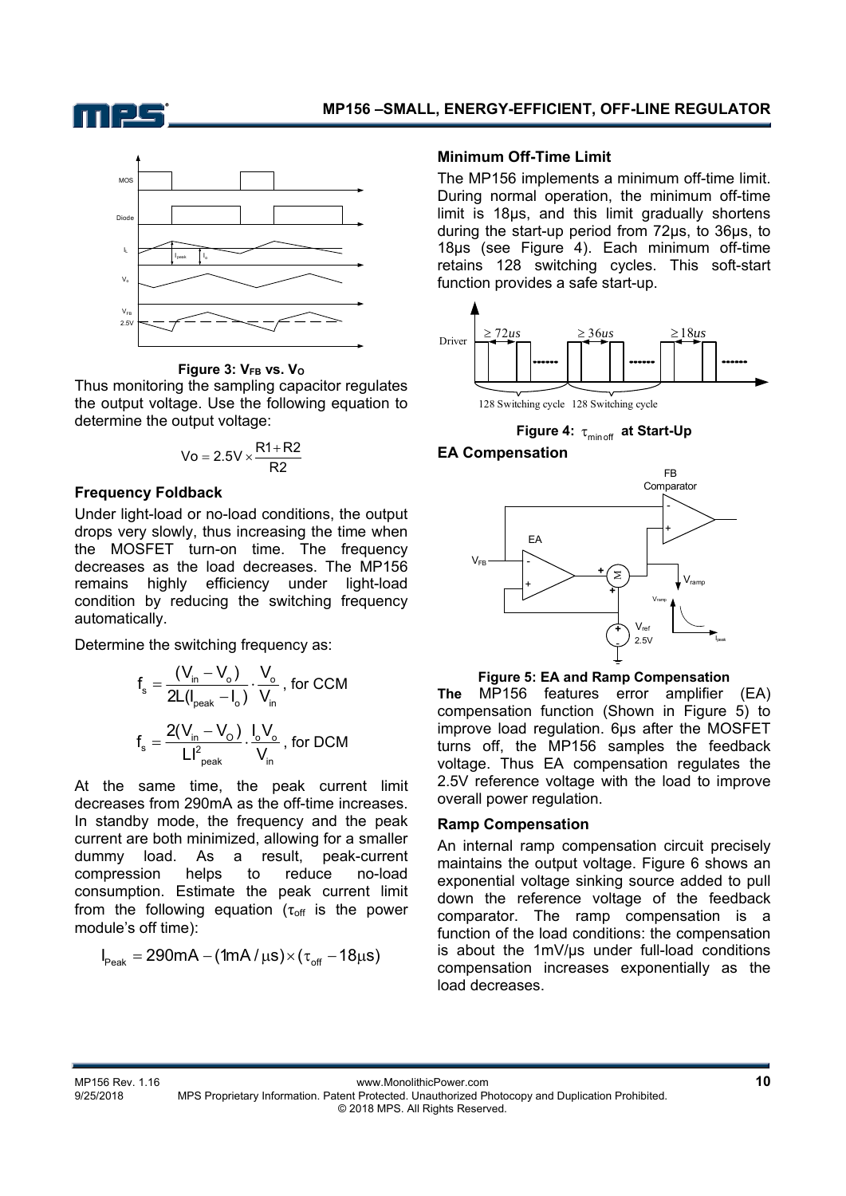**Figure 3: $V_{FB}$ vs. $V_O$**

Thus monitoring the sampling capacitor regulates the output voltage. Use the following equation to determine the output voltage:

$$Vo = 2.5V \times \frac{R1+R2}{R2}$$

### Frequency Foldback

Under light-load or no-load conditions, the output drops very slowly, thus increasing the time when the MOSFET turn-on time. The frequency decreases as the load decreases. The MP156 remains highly efficiency under light-load condition by reducing the switching frequency automatically.

Determine the switching frequency as:

$$f_s = \frac{(V_{in} - V_o)}{2L(I_{peak} - I_o)} \cdot \frac{V_o}{V_{in}}\text{, for CCM}$$

$$f_s = \frac{2(V_{in} - V_O)}{LI_{peak}^2} \cdot \frac{I_o V_o}{V_{in}}\text{, for DCM}$$

At the same time, the peak current limit decreases from 290mA as the off-time increases. In standby mode, the frequency and the peak current are both minimized, allowing for a smaller dummy load. As a result, peak-current compression helps to reduce no-load consumption. Estimate the peak current limit from the following equation ($\tau_{off}$ is the power module's off time):

$$I_{Peak} = 290mA - (1mA/\mu s) \times (\tau_{off} - 18\mu s)$$

### Minimum Off-Time Limit

The MP156 implements a minimum off-time limit. During normal operation, the minimum off-time limit is 18μs, and this limit gradually shortens during the start-up period from 72μs, to 36μs, to 18μs (see Figure 4). Each minimum off-time retains 128 switching cycles. This soft-start function provides a safe start-up.

**Figure 4: $\tau_{minoff}$ at Start-Up**

### EA Compensation

**Figure 5: EA and Ramp Compensation**

**The** MP156 features error amplifier (EA) compensation function (Shown in Figure 5) to improve load regulation. 6μs after the MOSFET turns off, the MP156 samples the feedback voltage. Thus EA compensation regulates the 2.5V reference voltage with the load to improve overall power regulation.

### Ramp Compensation

An internal ramp compensation circuit precisely maintains the output voltage. Figure 6 shows an exponential voltage sinking source added to pull down the reference voltage of the feedback comparator. The ramp compensation is a function of the load conditions: the compensation is about the 1mV/μs under full-load conditions compensation increases exponentially as the load decreases.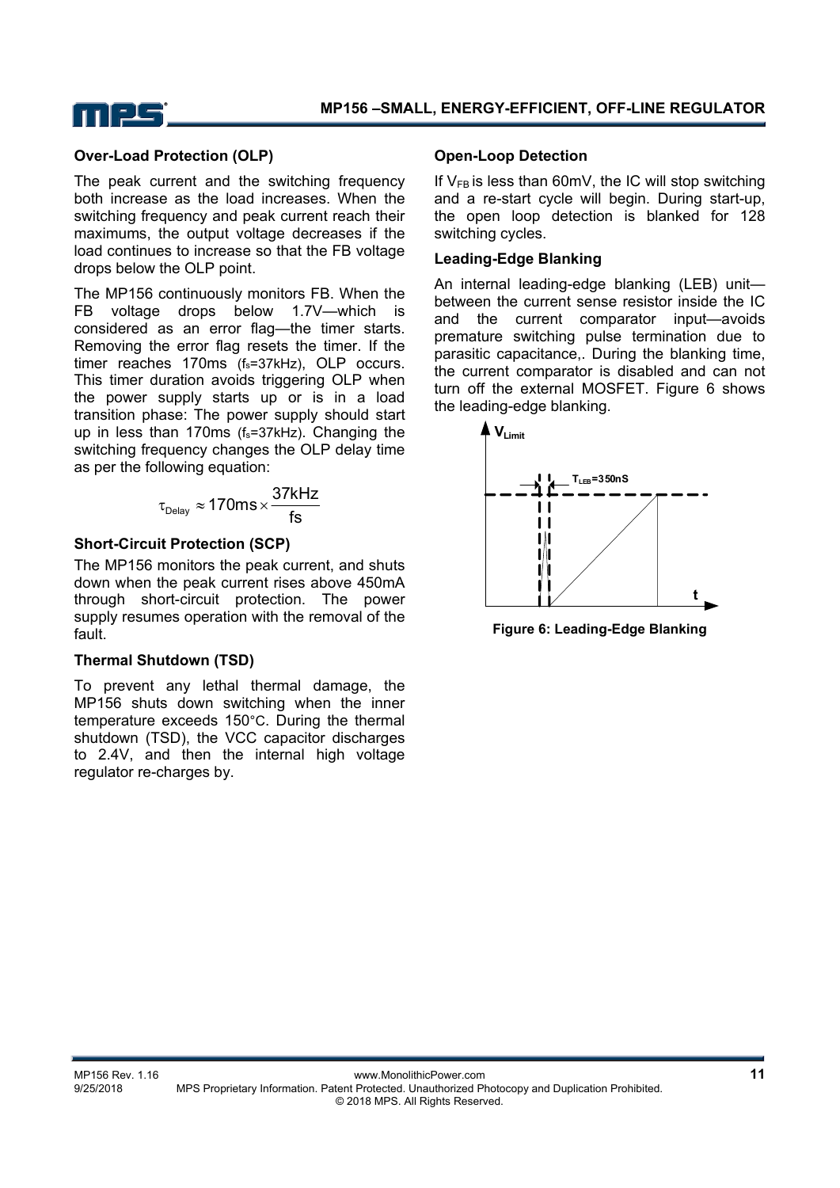### Over-Load Protection (OLP)

The peak current and the switching frequency both increase as the load increases. When the switching frequency and peak current reach their maximums, the output voltage decreases if the load continues to increase so that the FB voltage drops below the OLP point.

The MP156 continuously monitors FB. When the FB voltage drops below 1.7V—which is considered as an error flag—the timer starts. Removing the error flag resets the timer. If the timer reaches 170ms ($f_s$=37kHz), OLP occurs. This timer duration avoids triggering OLP when the power supply starts up or is in a load transition phase: The power supply should start up in less than 170ms ($f_s$=37kHz). Changing the switching frequency changes the OLP delay time as per the following equation:

$$\tau_{Delay} \approx 170ms \times \frac{37kHz}{fs}$$

### Short-Circuit Protection (SCP)

The MP156 monitors the peak current, and shuts down when the peak current rises above 450mA through short-circuit protection. The power supply resumes operation with the removal of the fault.

### Thermal Shutdown (TSD)

To prevent any lethal thermal damage, the MP156 shuts down switching when the inner temperature exceeds 150°C. During the thermal shutdown (TSD), the VCC capacitor discharges to 2.4V, and then the internal high voltage regulator re-charges by.

### Open-Loop Detection

If $V_{FB}$ is less than 60mV, the IC will stop switching and a re-start cycle will begin. During start-up, the open loop detection is blanked for 128 switching cycles.

### Leading-Edge Blanking

An internal leading-edge blanking (LEB) unit—between the current sense resistor inside the IC and the current comparator input—avoids premature switching pulse termination due to parasitic capacitance,. During the blanking time, the current comparator is disabled and can not turn off the external MOSFET. Figure 6 shows the leading-edge blanking.

**Figure 6: Leading-Edge Blanking**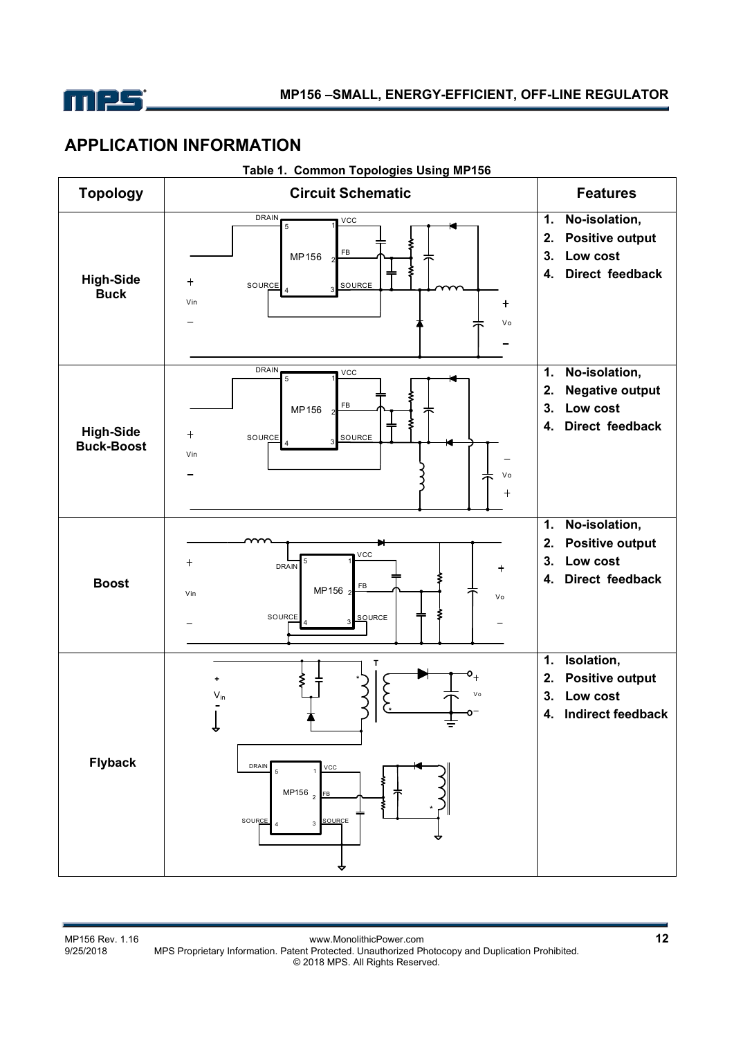## APPLICATION INFORMATION

**Table 1. Common Topologies Using MP156**

| Topology | Circuit Schematic | Features |
|---|---|---|
| **High-Side Buck** | | 1. No-isolation,<br>2. Positive output<br>3. Low cost<br>4. Direct feedback |
| **High-Side Buck-Boost** | | 1. No-isolation,<br>2. Negative output<br>3. Low cost<br>4. Direct feedback |
| **Boost** | | 1. No-isolation,<br>2. Positive output<br>3. Low cost<br>4. Direct feedback |
| **Flyback** | | 1. Isolation,<br>2. Positive output<br>3. Low cost<br>4. Indirect feedback |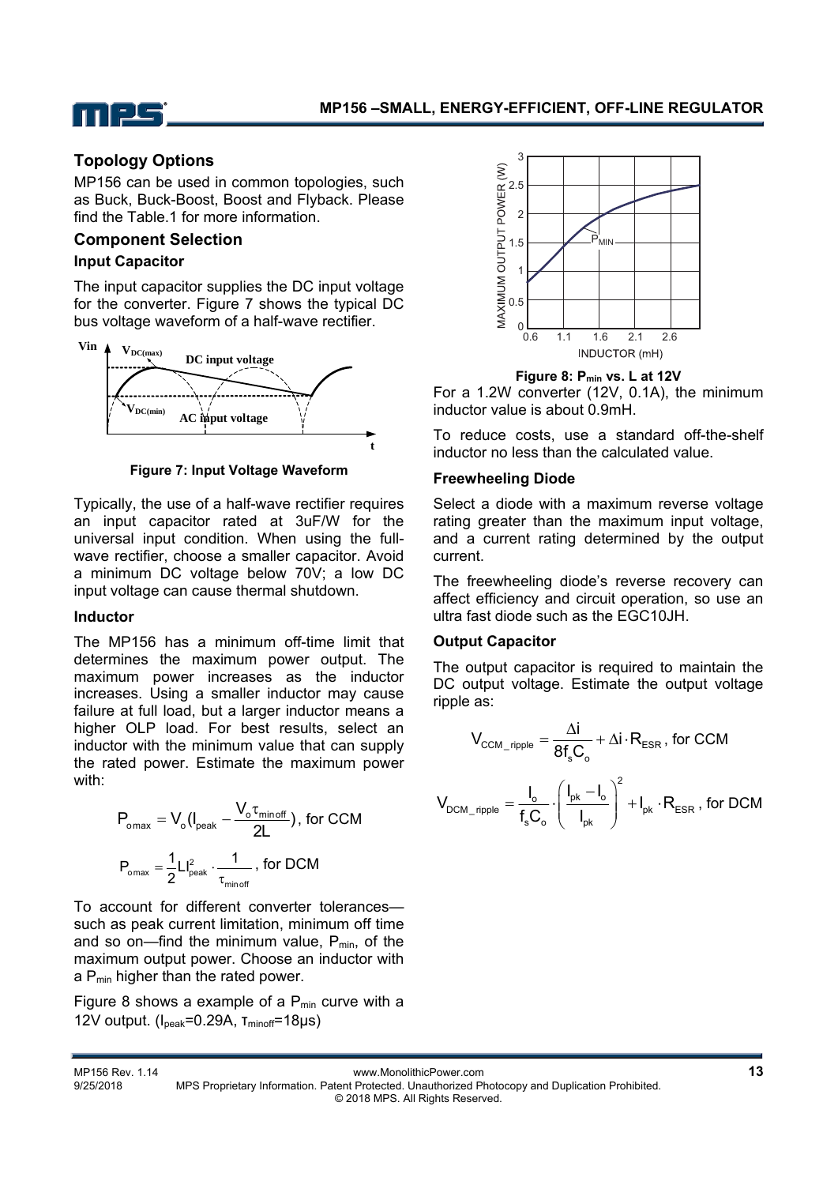## Topology Options

MP156 can be used in common topologies, such as Buck, Buck-Boost, Boost and Flyback. Please find the Table.1 for more information.

## Component Selection

### Input Capacitor

The input capacitor supplies the DC input voltage for the converter. Figure 7 shows the typical DC bus voltage waveform of a half-wave rectifier.

Figure 7: Input Voltage Waveform

Typically, the use of a half-wave rectifier requires an input capacitor rated at 3uF/W for the universal input condition. When using the full-wave rectifier, choose a smaller capacitor. Avoid a minimum DC voltage below 70V; a low DC input voltage can cause thermal shutdown.

### Inductor

The MP156 has a minimum off-time limit that determines the maximum power output. The maximum power increases as the inductor increases. Using a smaller inductor may cause failure at full load, but a larger inductor means a higher OLP load. For best results, select an inductor with the minimum value that can supply the rated power. Estimate the maximum power with:

$$P_{omax} = V_o\left(I_{peak} - \frac{V_o \tau_{minoff}}{2L}\right), \text{ for CCM}$$

$$P_{omax} = \frac{1}{2} L I_{peak}^2 \cdot \frac{1}{\tau_{minoff}}, \text{ for DCM}$$

To account for different converter tolerances—such as peak current limitation, minimum off time and so on—find the minimum value, $P_{min}$, of the maximum output power. Choose an inductor with a $P_{min}$ higher than the rated power.

Figure 8 shows a example of a $P_{min}$ curve with a 12V output. ($I_{peak}$=0.29A, $\tau_{minoff}$=18μs)

Figure 8: $P_{min}$ vs. L at 12V

For a 1.2W converter (12V, 0.1A), the minimum inductor value is about 0.9mH.

To reduce costs, use a standard off-the-shelf inductor no less than the calculated value.

### Freewheeling Diode

Select a diode with a maximum reverse voltage rating greater than the maximum input voltage, and a current rating determined by the output current.

The freewheeling diode's reverse recovery can affect efficiency and circuit operation, so use an ultra fast diode such as the EGC10JH.

### Output Capacitor

The output capacitor is required to maintain the DC output voltage. Estimate the output voltage ripple as:

$$V_{CCM\_ripple} = \frac{\Delta i}{8 f_s C_o} + \Delta i \cdot R_{ESR}, \text{ for CCM}$$

$$V_{DCM\_ripple} = \frac{I_o}{f_s C_o} \cdot \left(\frac{I_{pk} - I_o}{I_{pk}}\right)^2 + I_{pk} \cdot R_{ESR}, \text{ for DCM}$$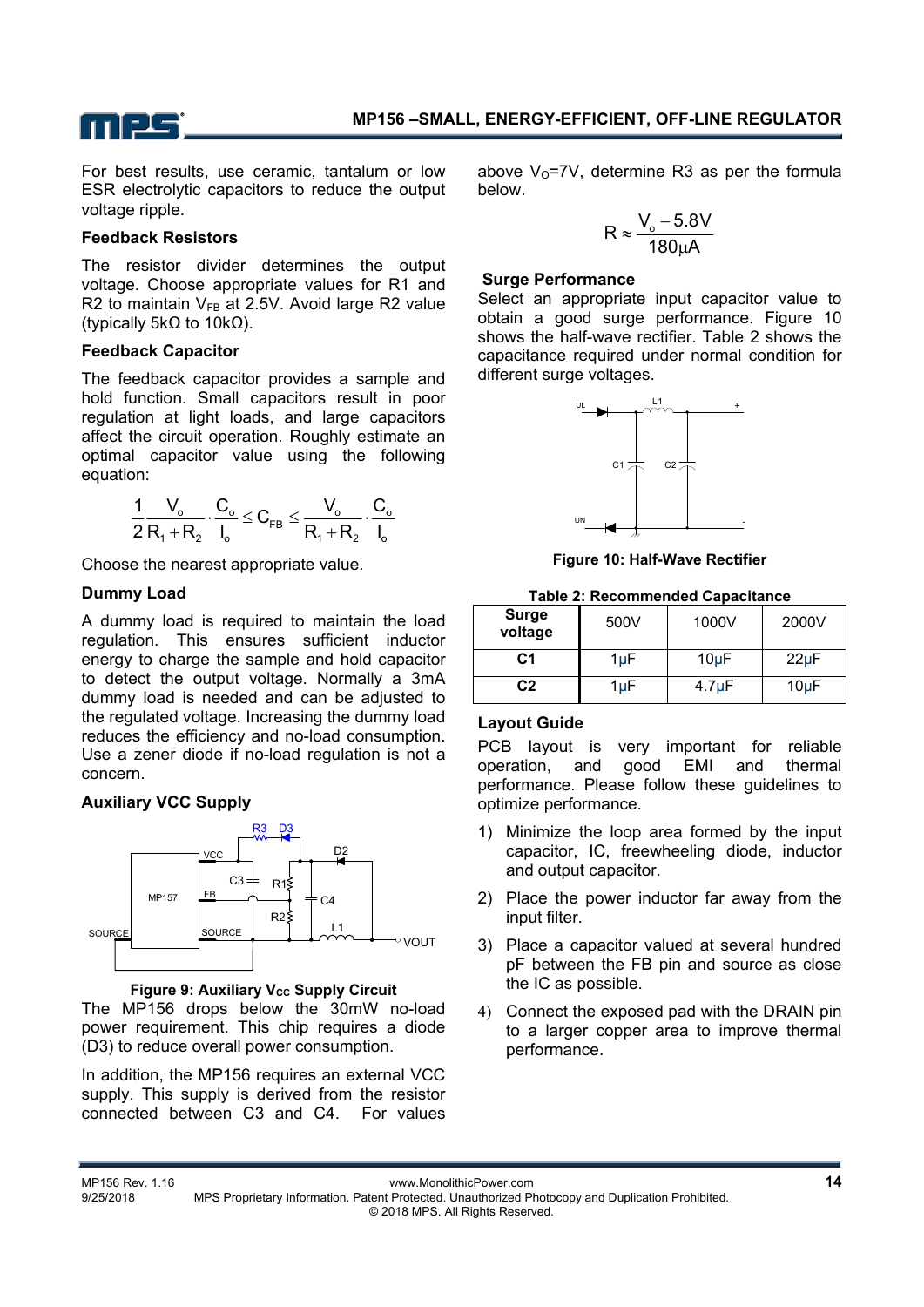For best results, use ceramic, tantalum or low ESR electrolytic capacitors to reduce the output voltage ripple.

### Feedback Resistors

The resistor divider determines the output voltage. Choose appropriate values for R1 and R2 to maintain $V_{FB}$ at 2.5V. Avoid large R2 value (typically 5kΩ to 10kΩ).

### Feedback Capacitor

The feedback capacitor provides a sample and hold function. Small capacitors result in poor regulation at light loads, and large capacitors affect the circuit operation. Roughly estimate an optimal capacitor value using the following equation:

$$\frac{1}{2}\frac{V_o}{R_1+R_2}\cdot\frac{C_o}{I_o}\leq C_{FB}\leq\frac{V_o}{R_1+R_2}\cdot\frac{C_o}{I_o}$$

Choose the nearest appropriate value.

### Dummy Load

A dummy load is required to maintain the load regulation. This ensures sufficient inductor energy to charge the sample and hold capacitor to detect the output voltage. Normally a 3mA dummy load is needed and can be adjusted to the regulated voltage. Increasing the dummy load reduces the efficiency and no-load consumption. Use a zener diode if no-load regulation is not a concern.

### Auxiliary VCC Supply

**Figure 9: Auxiliary $V_{CC}$ Supply Circuit**

The MP156 drops below the 30mW no-load power requirement. This chip requires a diode (D3) to reduce overall power consumption.

In addition, the MP156 requires an external VCC supply. This supply is derived from the resistor connected between C3 and C4. For values above $V_O$=7V, determine R3 as per the formula below.

$$R\approx\frac{V_o-5.8V}{180\mu A}$$

### Surge Performance

Select an appropriate input capacitor value to obtain a good surge performance. Figure 10 shows the half-wave rectifier. Table 2 shows the capacitance required under normal condition for different surge voltages.

**Figure 10: Half-Wave Rectifier**

**Table 2: Recommended Capacitance**

| Surge voltage | 500V | 1000V | 2000V |
|---|---|---|---|
| C1 | 1μF | 10μF | 22μF |
| C2 | 1μF | 4.7μF | 10μF |

### Layout Guide

PCB layout is very important for reliable operation, and good EMI and thermal performance. Please follow these guidelines to optimize performance.

1) Minimize the loop area formed by the input capacitor, IC, freewheeling diode, inductor and output capacitor.
2) Place the power inductor far away from the input filter.
3) Place a capacitor valued at several hundred pF between the FB pin and source as close the IC as possible.
4) Connect the exposed pad with the DRAIN pin to a larger copper area to improve thermal performance.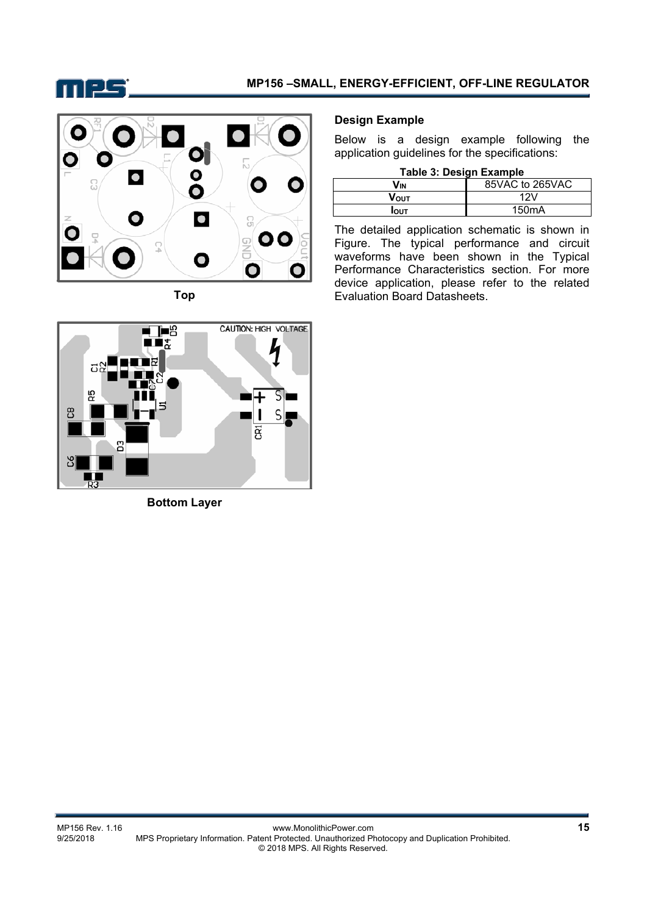Top

Bottom Layer

## Design Example

Below is a design example following the application guidelines for the specifications:

**Table 3: Design Example**

| $V_{IN}$ | 85VAC to 265VAC |
|---|---|
| $V_{OUT}$ | 12V |
| $I_{OUT}$ | 150mA |

The detailed application schematic is shown in Figure. The typical performance and circuit waveforms have been shown in the Typical Performance Characteristics section. For more device application, please refer to the related Evaluation Board Datasheets.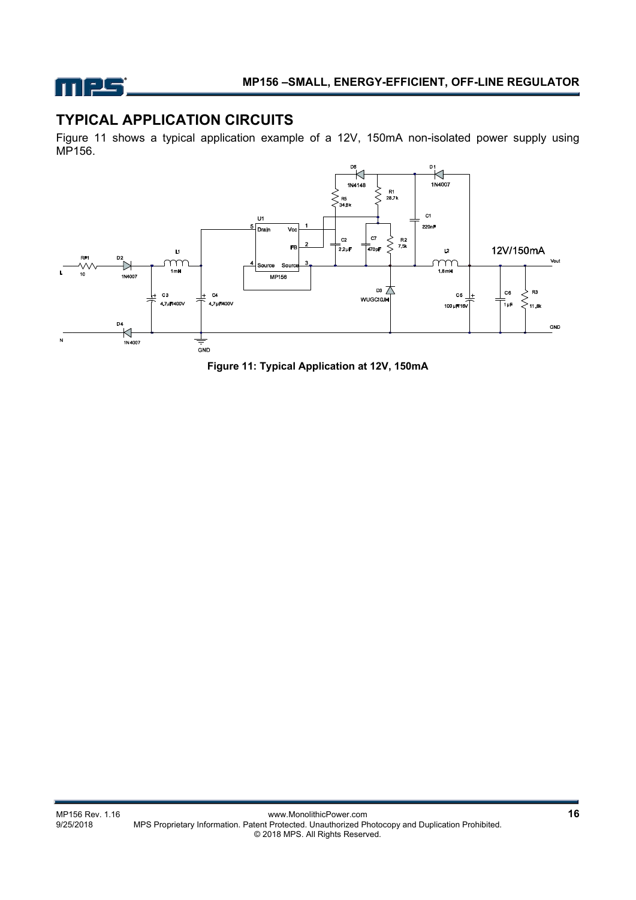## TYPICAL APPLICATION CIRCUITS

Figure 11 shows a typical application example of a 12V, 150mA non-isolated power supply using MP156.

**Figure 11: Typical Application at 12V, 150mA**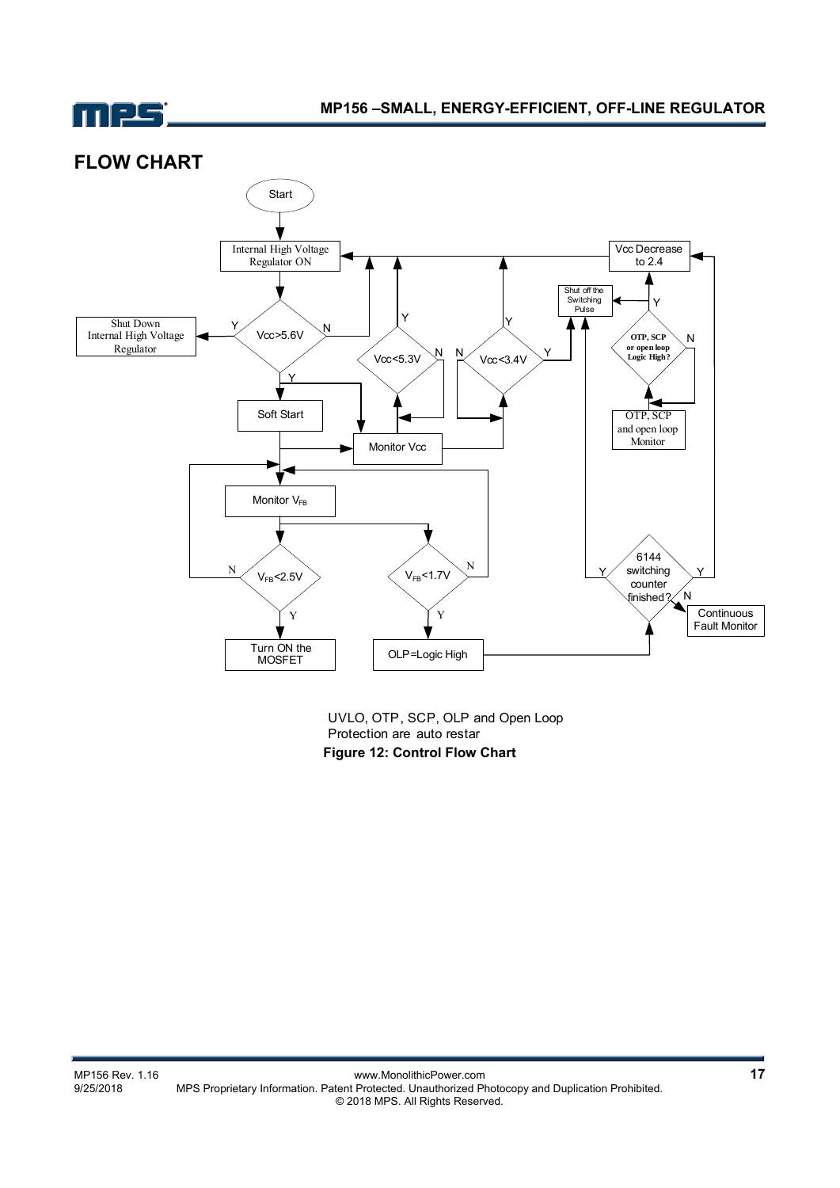## FLOW CHART

UVLO, OTP, SCP, OLP and Open Loop Protection are auto restar

**Figure 12: Control Flow Chart**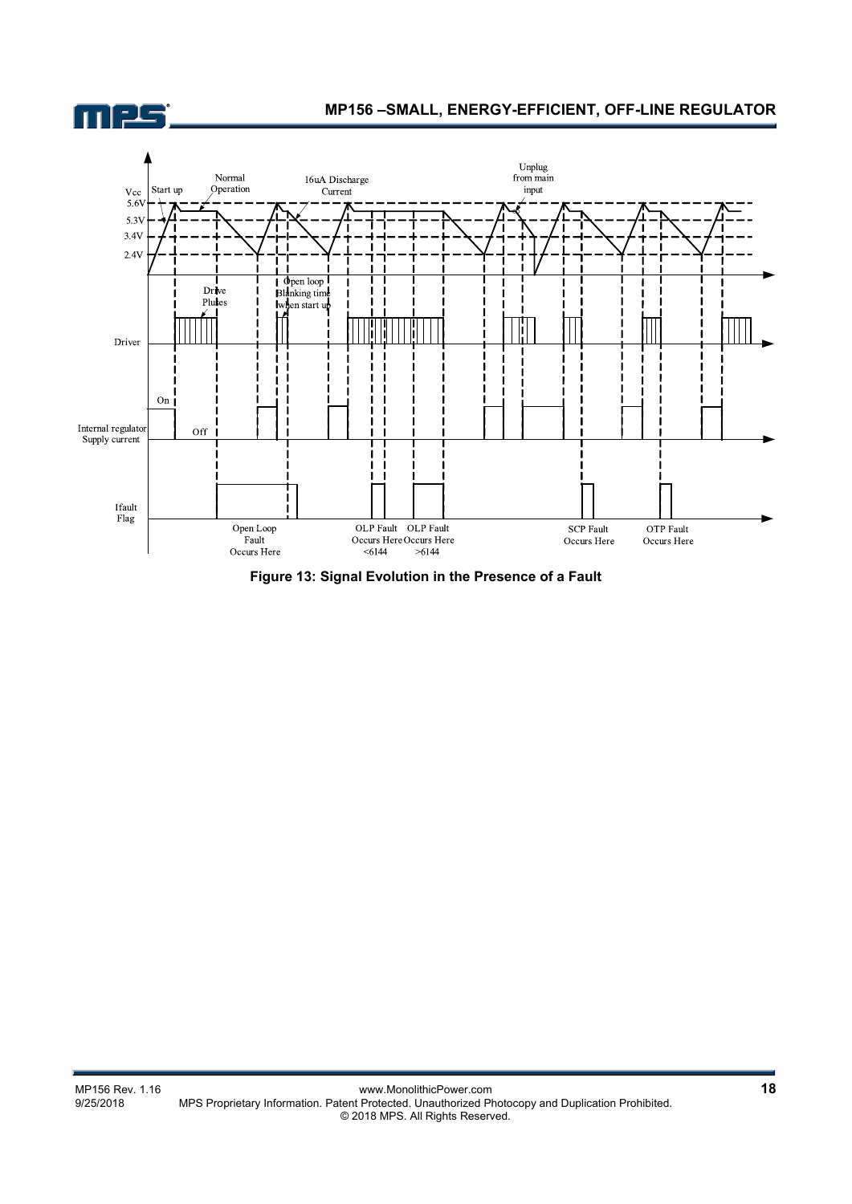Figure 13: Signal Evolution in the Presence of a Fault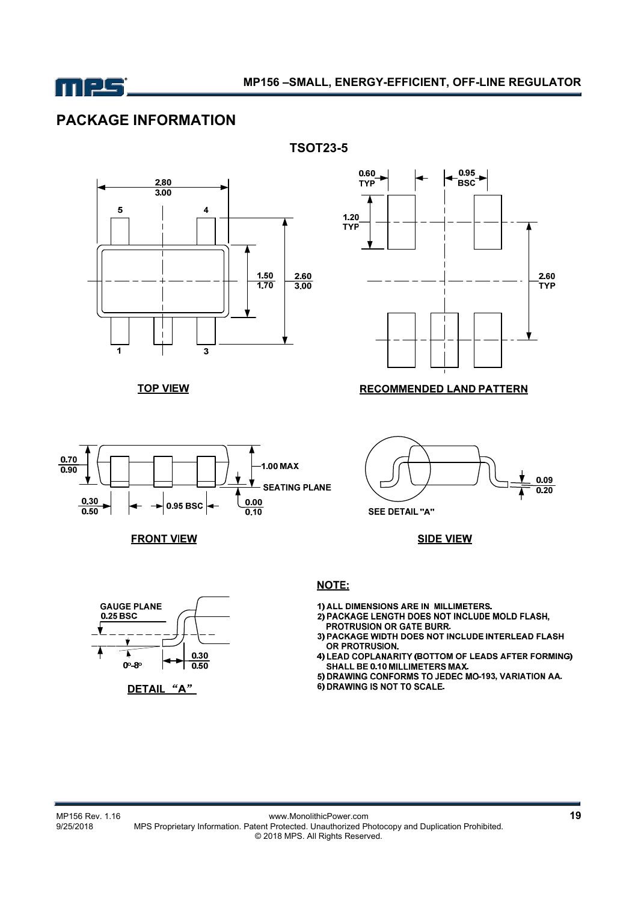## PACKAGE INFORMATION

**TSOT23-5**

TOP VIEW

RECOMMENDED LAND PATTERN

FRONT VIEW

SIDE VIEW

DETAIL "A"

**NOTE:**

1) ALL DIMENSIONS ARE IN MILLIMETERS.
2) PACKAGE LENGTH DOES NOT INCLUDE MOLD FLASH, PROTRUSION OR GATE BURR.
3) PACKAGE WIDTH DOES NOT INCLUDE INTERLEAD FLASH OR PROTRUSION.
4) LEAD COPLANARITY (BOTTOM OF LEADS AFTER FORMING) SHALL BE 0.10 MILLIMETERS MAX.
5) DRAWING CONFORMS TO JEDEC MO-193, VARIATION AA.
6) DRAWING IS NOT TO SCALE.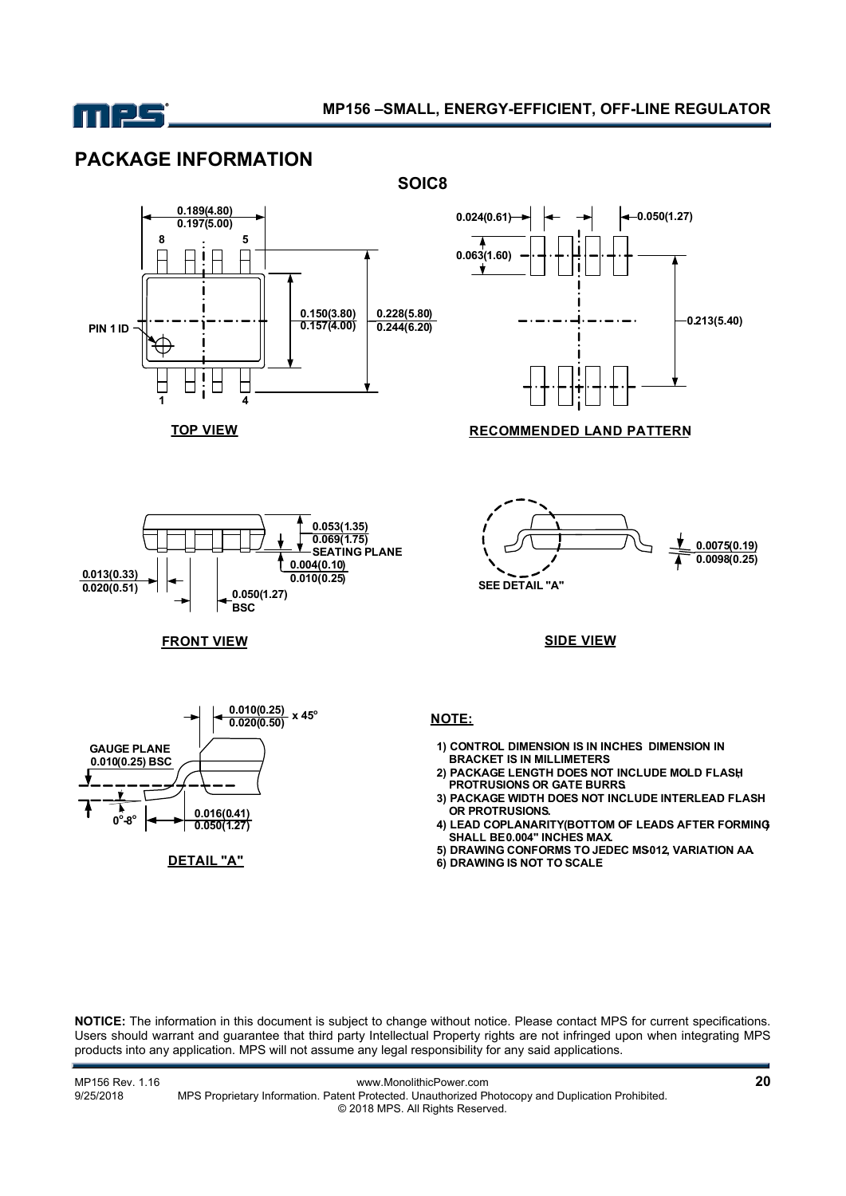## PACKAGE INFORMATION

**SOIC8**

0.189(4.80)
0.197(5.00)

8 5

PIN 1 ID

1 4

0.150(3.80)
0.157(4.00)

0.228(5.80)
0.244(6.20)

**TOP VIEW**

0.024(0.61)

0.050(1.27)

0.063(1.60)

0.213(5.40)

**RECOMMENDED LAND PATTERN**

0.053(1.35)
0.069(1.75)

SEATING PLANE

0.004(0.10)
0.010(0.25)

0.013(0.33)
0.020(0.51)

0.050(1.27)
BSC

**FRONT VIEW**

SEE DETAIL "A"

0.0075(0.19)
0.0098(0.25)

**SIDE VIEW**

0.010(0.25)
0.020(0.50) x 45°

GAUGE PLANE
0.010(0.25) BSC

0°-8°

0.016(0.41)
0.050(1.27)

**DETAIL "A"**

**NOTE:**

1) CONTROL DIMENSION IS IN INCHES DIMENSION IN BRACKET IS IN MILLIMETERS
2) PACKAGE LENGTH DOES NOT INCLUDE MOLD FLASH, PROTRUSIONS OR GATE BURRS.
3) PACKAGE WIDTH DOES NOT INCLUDE INTERLEAD FLASH OR PROTRUSIONS.
4) LEAD COPLANARITY(BOTTOM OF LEADS AFTER FORMING) SHALL BE 0.004" INCHES MAX.
5) DRAWING CONFORMS TO JEDEC MS012, VARIATION AA.
6) DRAWING IS NOT TO SCALE

**NOTICE:** The information in this document is subject to change without notice. Please contact MPS for current specifications. Users should warrant and guarantee that third party Intellectual Property rights are not infringed upon when integrating MPS products into any application. MPS will not assume any legal responsibility for any said applications.